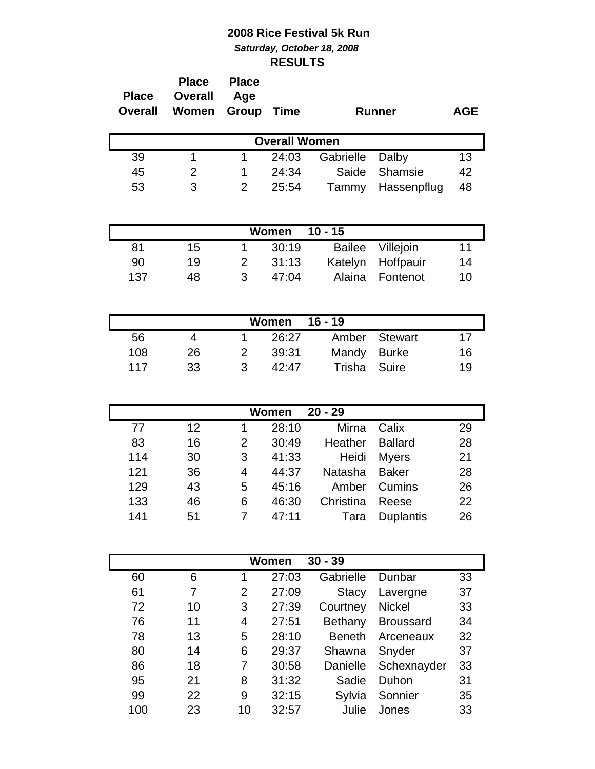# 2008 Rice Festival 5k Run

***Saturday, October 18, 2008***

**RESULTS**

| Place Overall | Place Overall Women | Place Age Group | Time | Runner | | AGE |
|---|---|---|---|---|---|---|
| **Overall Women** | | | | | | |
| 39 | 1 | 1 | 24:03 | Gabrielle | Dalby | 13 |
| 45 | 2 | 1 | 24:34 | Saide | Shamsie | 42 |
| 53 | 3 | 2 | 25:54 | Tammy | Hassenpflug | 48 |
| **Women 10 - 15** | | | | | | |
| 81 | 15 | 1 | 30:19 | Bailee | Villejoin | 11 |
| 90 | 19 | 2 | 31:13 | Katelyn | Hoffpauir | 14 |
| 137 | 48 | 3 | 47:04 | Alaina | Fontenot | 10 |
| **Women 16 - 19** | | | | | | |
| 56 | 4 | 1 | 26:27 | Amber | Stewart | 17 |
| 108 | 26 | 2 | 39:31 | Mandy | Burke | 16 |
| 117 | 33 | 3 | 42:47 | Trisha | Suire | 19 |
| **Women 20 - 29** | | | | | | |
| 77 | 12 | 1 | 28:10 | Mirna | Calix | 29 |
| 83 | 16 | 2 | 30:49 | Heather | Ballard | 28 |
| 114 | 30 | 3 | 41:33 | Heidi | Myers | 21 |
| 121 | 36 | 4 | 44:37 | Natasha | Baker | 28 |
| 129 | 43 | 5 | 45:16 | Amber | Cumins | 26 |
| 133 | 46 | 6 | 46:30 | Christina | Reese | 22 |
| 141 | 51 | 7 | 47:11 | Tara | Duplantis | 26 |
| **Women 30 - 39** | | | | | | |
| 60 | 6 | 1 | 27:03 | Gabrielle | Dunbar | 33 |
| 61 | 7 | 2 | 27:09 | Stacy | Lavergne | 37 |
| 72 | 10 | 3 | 27:39 | Courtney | Nickel | 33 |
| 76 | 11 | 4 | 27:51 | Bethany | Broussard | 34 |
| 78 | 13 | 5 | 28:10 | Beneth | Arceneaux | 32 |
| 80 | 14 | 6 | 29:37 | Shawna | Snyder | 37 |
| 86 | 18 | 7 | 30:58 | Danielle | Schexnayder | 33 |
| 95 | 21 | 8 | 31:32 | Sadie | Duhon | 31 |
| 99 | 22 | 9 | 32:15 | Sylvia | Sonnier | 35 |
| 100 | 23 | 10 | 32:57 | Julie | Jones | 33 |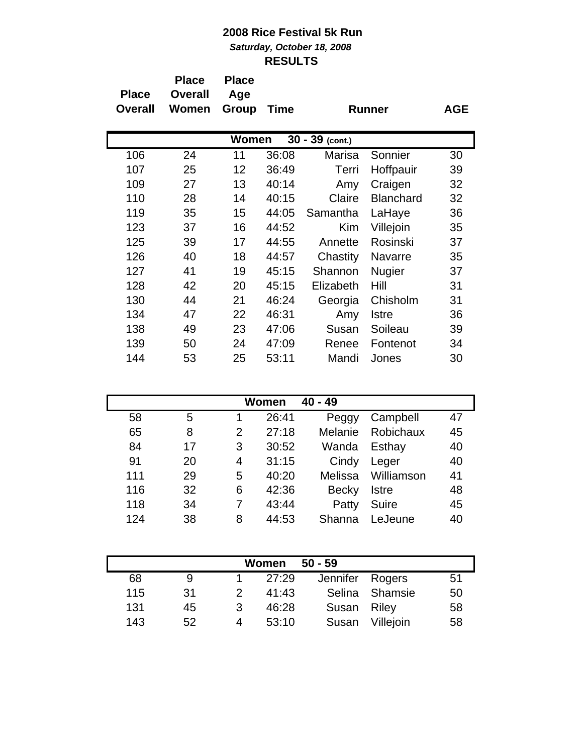**2008 Rice Festival 5k Run**

***Saturday, October 18, 2008***

**RESULTS**

| Place Overall | Place Overall Women | Place Age Group | Time | Runner | | AGE |
|---|---|---|---|---|---|---|
| | | **Women** | **30 - 39 (cont.)** | | | |
| 106 | 24 | 11 | 36:08 | Marisa | Sonnier | 30 |
| 107 | 25 | 12 | 36:49 | Terri | Hoffpauir | 39 |
| 109 | 27 | 13 | 40:14 | Amy | Craigen | 32 |
| 110 | 28 | 14 | 40:15 | Claire | Blanchard | 32 |
| 119 | 35 | 15 | 44:05 | Samantha | LaHaye | 36 |
| 123 | 37 | 16 | 44:52 | Kim | Villejoin | 35 |
| 125 | 39 | 17 | 44:55 | Annette | Rosinski | 37 |
| 126 | 40 | 18 | 44:57 | Chastity | Navarre | 35 |
| 127 | 41 | 19 | 45:15 | Shannon | Nugier | 37 |
| 128 | 42 | 20 | 45:15 | Elizabeth | Hill | 31 |
| 130 | 44 | 21 | 46:24 | Georgia | Chisholm | 31 |
| 134 | 47 | 22 | 46:31 | Amy | Istre | 36 |
| 138 | 49 | 23 | 47:06 | Susan | Soileau | 39 |
| 139 | 50 | 24 | 47:09 | Renee | Fontenot | 34 |
| 144 | 53 | 25 | 53:11 | Mandi | Jones | 30 |
| | | | **Women** | **40 - 49** | | |
| 58 | 5 | 1 | 26:41 | Peggy | Campbell | 47 |
| 65 | 8 | 2 | 27:18 | Melanie | Robichaux | 45 |
| 84 | 17 | 3 | 30:52 | Wanda | Esthay | 40 |
| 91 | 20 | 4 | 31:15 | Cindy | Leger | 40 |
| 111 | 29 | 5 | 40:20 | Melissa | Williamson | 41 |
| 116 | 32 | 6 | 42:36 | Becky | Istre | 48 |
| 118 | 34 | 7 | 43:44 | Patty | Suire | 45 |
| 124 | 38 | 8 | 44:53 | Shanna | LeJeune | 40 |
| | | | **Women** | **50 - 59** | | |
| 68 | 9 | 1 | 27:29 | Jennifer | Rogers | 51 |
| 115 | 31 | 2 | 41:43 | Selina | Shamsie | 50 |
| 131 | 45 | 3 | 46:28 | Susan | Riley | 58 |
| 143 | 52 | 4 | 53:10 | Susan | Villejoin | 58 |